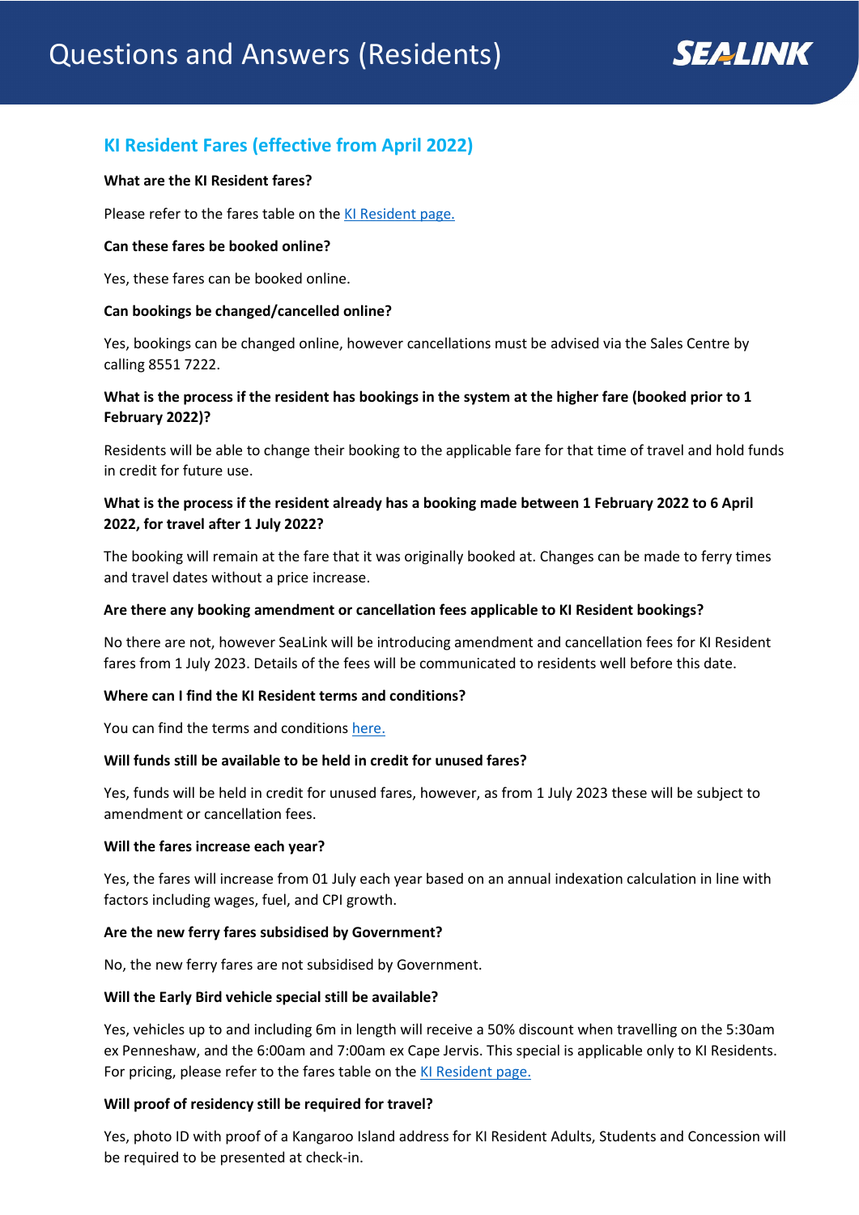# Questions and Answers (Residents)

SEALINK

## KI Resident Fares (effective from April 2022)

**What are the KI Resident fares?**

Please refer to the fares table on the [KI Resident page.]()

**Can these fares be booked online?**

Yes, these fares can be booked online.

**Can bookings be changed/cancelled online?**

Yes, bookings can be changed online, however cancellations must be advised via the Sales Centre by calling 8551 7222.

**What is the process if the resident has bookings in the system at the higher fare (booked prior to 1 February 2022)?**

Residents will be able to change their booking to the applicable fare for that time of travel and hold funds in credit for future use.

**What is the process if the resident already has a booking made between 1 February 2022 to 6 April 2022, for travel after 1 July 2022?**

The booking will remain at the fare that it was originally booked at. Changes can be made to ferry times and travel dates without a price increase.

**Are there any booking amendment or cancellation fees applicable to KI Resident bookings?**

No there are not, however SeaLink will be introducing amendment and cancellation fees for KI Resident fares from 1 July 2023. Details of the fees will be communicated to residents well before this date.

**Where can I find the KI Resident terms and conditions?**

You can find the terms and conditions [here.]()

**Will funds still be available to be held in credit for unused fares?**

Yes, funds will be held in credit for unused fares, however, as from 1 July 2023 these will be subject to amendment or cancellation fees.

**Will the fares increase each year?**

Yes, the fares will increase from 01 July each year based on an annual indexation calculation in line with factors including wages, fuel, and CPI growth.

**Are the new ferry fares subsidised by Government?**

No, the new ferry fares are not subsidised by Government.

**Will the Early Bird vehicle special still be available?**

Yes, vehicles up to and including 6m in length will receive a 50% discount when travelling on the 5:30am ex Penneshaw, and the 6:00am and 7:00am ex Cape Jervis. This special is applicable only to KI Residents. For pricing, please refer to the fares table on the [KI Resident page.]()

**Will proof of residency still be required for travel?**

Yes, photo ID with proof of a Kangaroo Island address for KI Resident Adults, Students and Concession will be required to be presented at check-in.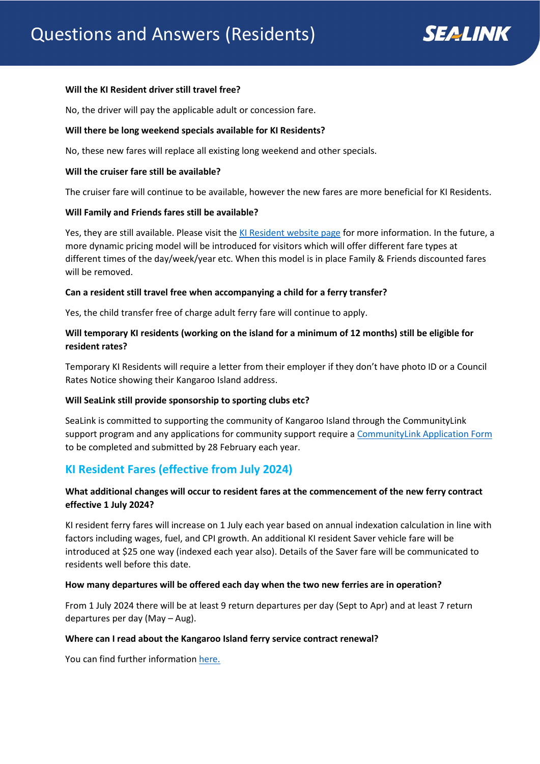**Will the KI Resident driver still travel free?**

No, the driver will pay the applicable adult or concession fare.

**Will there be long weekend specials available for KI Residents?**

No, these new fares will replace all existing long weekend and other specials.

**Will the cruiser fare still be available?**

The cruiser fare will continue to be available, however the new fares are more beneficial for KI Residents.

**Will Family and Friends fares still be available?**

Yes, they are still available. Please visit the KI Resident website page for more information. In the future, a more dynamic pricing model will be introduced for visitors which will offer different fare types at different times of the day/week/year etc. When this model is in place Family & Friends discounted fares will be removed.

**Can a resident still travel free when accompanying a child for a ferry transfer?**

Yes, the child transfer free of charge adult ferry fare will continue to apply.

**Will temporary KI residents (working on the island for a minimum of 12 months) still be eligible for resident rates?**

Temporary KI Residents will require a letter from their employer if they don't have photo ID or a Council Rates Notice showing their Kangaroo Island address.

**Will SeaLink still provide sponsorship to sporting clubs etc?**

SeaLink is committed to supporting the community of Kangaroo Island through the CommunityLink support program and any applications for community support require a CommunityLink Application Form to be completed and submitted by 28 February each year.

## KI Resident Fares (effective from July 2024)

**What additional changes will occur to resident fares at the commencement of the new ferry contract effective 1 July 2024?**

KI resident ferry fares will increase on 1 July each year based on annual indexation calculation in line with factors including wages, fuel, and CPI growth. An additional KI resident Saver vehicle fare will be introduced at $25 one way (indexed each year also). Details of the Saver fare will be communicated to residents well before this date.

**How many departures will be offered each day when the two new ferries are in operation?**

From 1 July 2024 there will be at least 9 return departures per day (Sept to Apr) and at least 7 return departures per day (May – Aug).

**Where can I read about the Kangaroo Island ferry service contract renewal?**

You can find further information here.